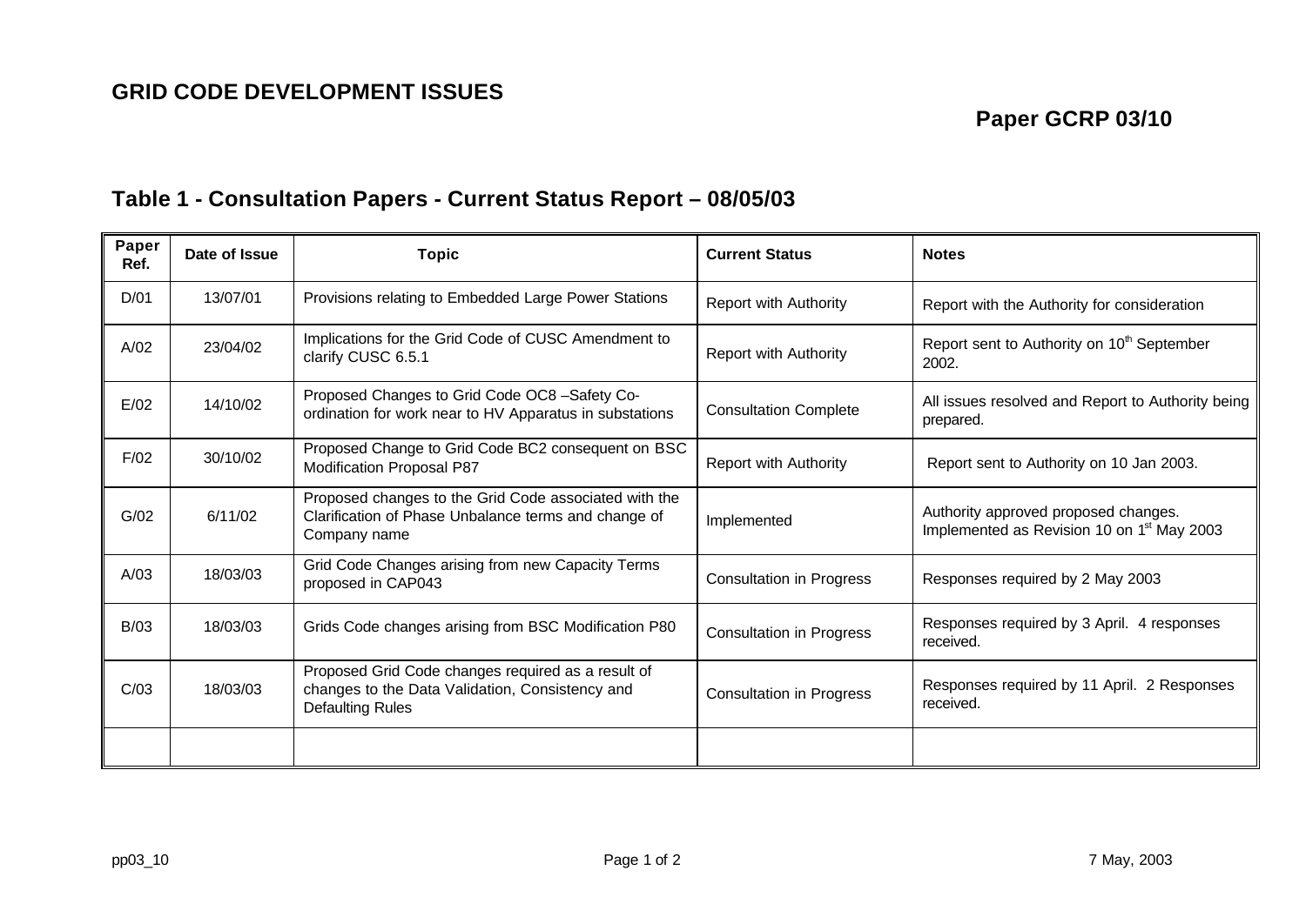# GRID CODE DEVELOPMENT ISSUES

**Paper GCRP 03/10**

## Table 1 - Consultation Papers - Current Status Report – 08/05/03

| Paper Ref. | Date of Issue | Topic | Current Status | Notes |
|---|---|---|---|---|
| D/01 | 13/07/01 | Provisions relating to Embedded Large Power Stations | Report with Authority | Report with the Authority for consideration |
| A/02 | 23/04/02 | Implications for the Grid Code of CUSC Amendment to clarify CUSC 6.5.1 | Report with Authority | Report sent to Authority on 10th September 2002. |
| E/02 | 14/10/02 | Proposed Changes to Grid Code OC8 –Safety Co-ordination for work near to HV Apparatus in substations | Consultation Complete | All issues resolved and Report to Authority being prepared. |
| F/02 | 30/10/02 | Proposed Change to Grid Code BC2 consequent on BSC Modification Proposal P87 | Report with Authority | Report sent to Authority on 10 Jan 2003. |
| G/02 | 6/11/02 | Proposed changes to the Grid Code associated with the Clarification of Phase Unbalance terms and change of Company name | Implemented | Authority approved proposed changes. Implemented as Revision 10 on 1st May 2003 |
| A/03 | 18/03/03 | Grid Code Changes arising from new Capacity Terms proposed in CAP043 | Consultation in Progress | Responses required by 2 May 2003 |
| B/03 | 18/03/03 | Grids Code changes arising from BSC Modification P80 | Consultation in Progress | Responses required by 3 April. 4 responses received. |
| C/03 | 18/03/03 | Proposed Grid Code changes required as a result of changes to the Data Validation, Consistency and Defaulting Rules | Consultation in Progress | Responses required by 11 April. 2 Responses received. |
| | | | | |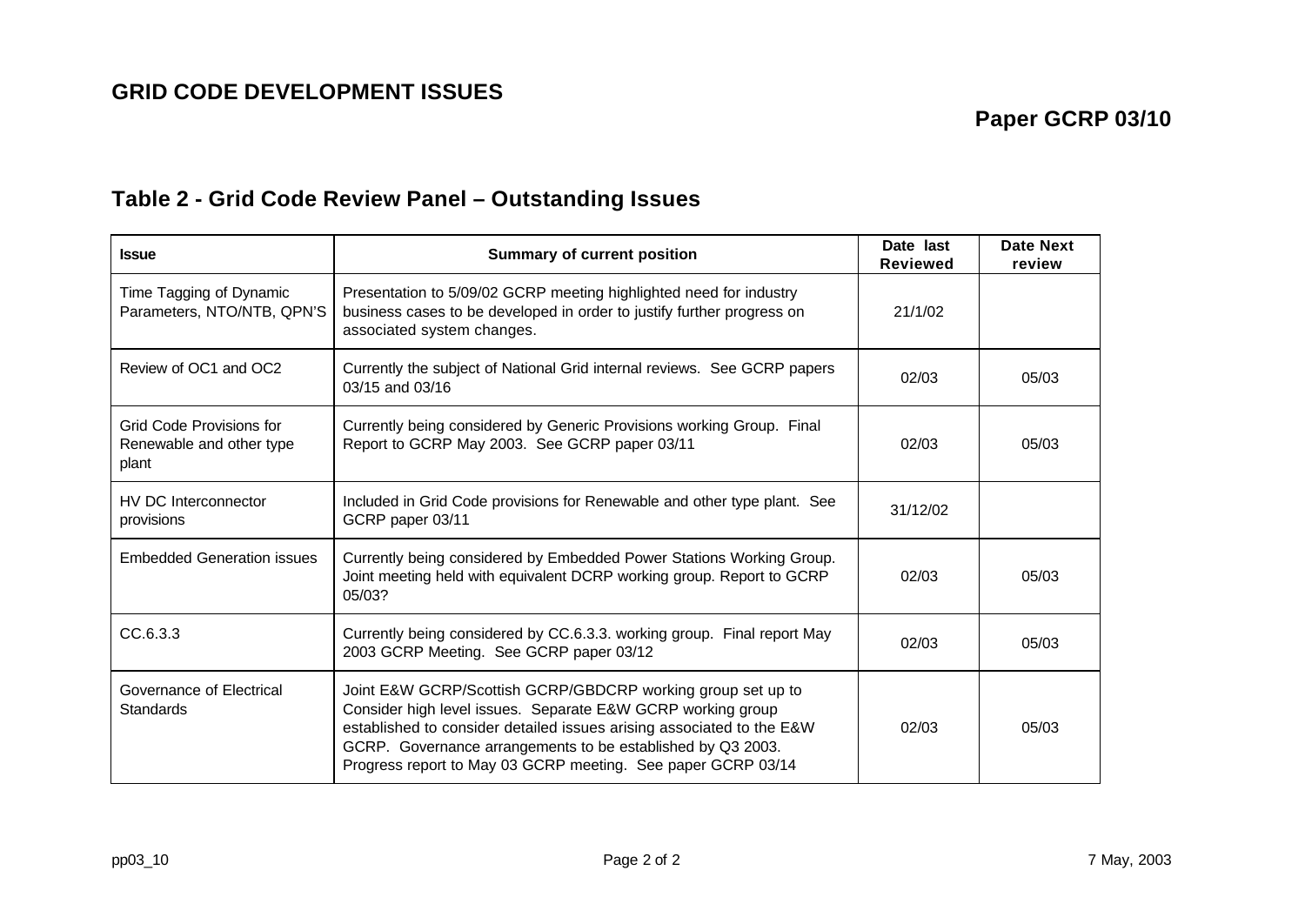## GRID CODE DEVELOPMENT ISSUES

## Paper GCRP 03/10

### Table 2 - Grid Code Review Panel – Outstanding Issues

| Issue | Summary of current position | Date last Reviewed | Date Next review |
|---|---|---|---|
| Time Tagging of Dynamic Parameters, NTO/NTB, QPN'S | Presentation to 5/09/02 GCRP meeting highlighted need for industry business cases to be developed in order to justify further progress on associated system changes. | 21/1/02 | |
| Review of OC1 and OC2 | Currently the subject of National Grid internal reviews. See GCRP papers 03/15 and 03/16 | 02/03 | 05/03 |
| Grid Code Provisions for Renewable and other type plant | Currently being considered by Generic Provisions working Group. Final Report to GCRP May 2003. See GCRP paper 03/11 | 02/03 | 05/03 |
| HV DC Interconnector provisions | Included in Grid Code provisions for Renewable and other type plant. See GCRP paper 03/11 | 31/12/02 | |
| Embedded Generation issues | Currently being considered by Embedded Power Stations Working Group. Joint meeting held with equivalent DCRP working group. Report to GCRP 05/03? | 02/03 | 05/03 |
| CC.6.3.3 | Currently being considered by CC.6.3.3. working group. Final report May 2003 GCRP Meeting. See GCRP paper 03/12 | 02/03 | 05/03 |
| Governance of Electrical Standards | Joint E&W GCRP/Scottish GCRP/GBDCRP working group set up to Consider high level issues. Separate E&W GCRP working group established to consider detailed issues arising associated to the E&W GCRP. Governance arrangements to be established by Q3 2003. Progress report to May 03 GCRP meeting. See paper GCRP 03/14 | 02/03 | 05/03 |

pp03_10 7 May, 2003